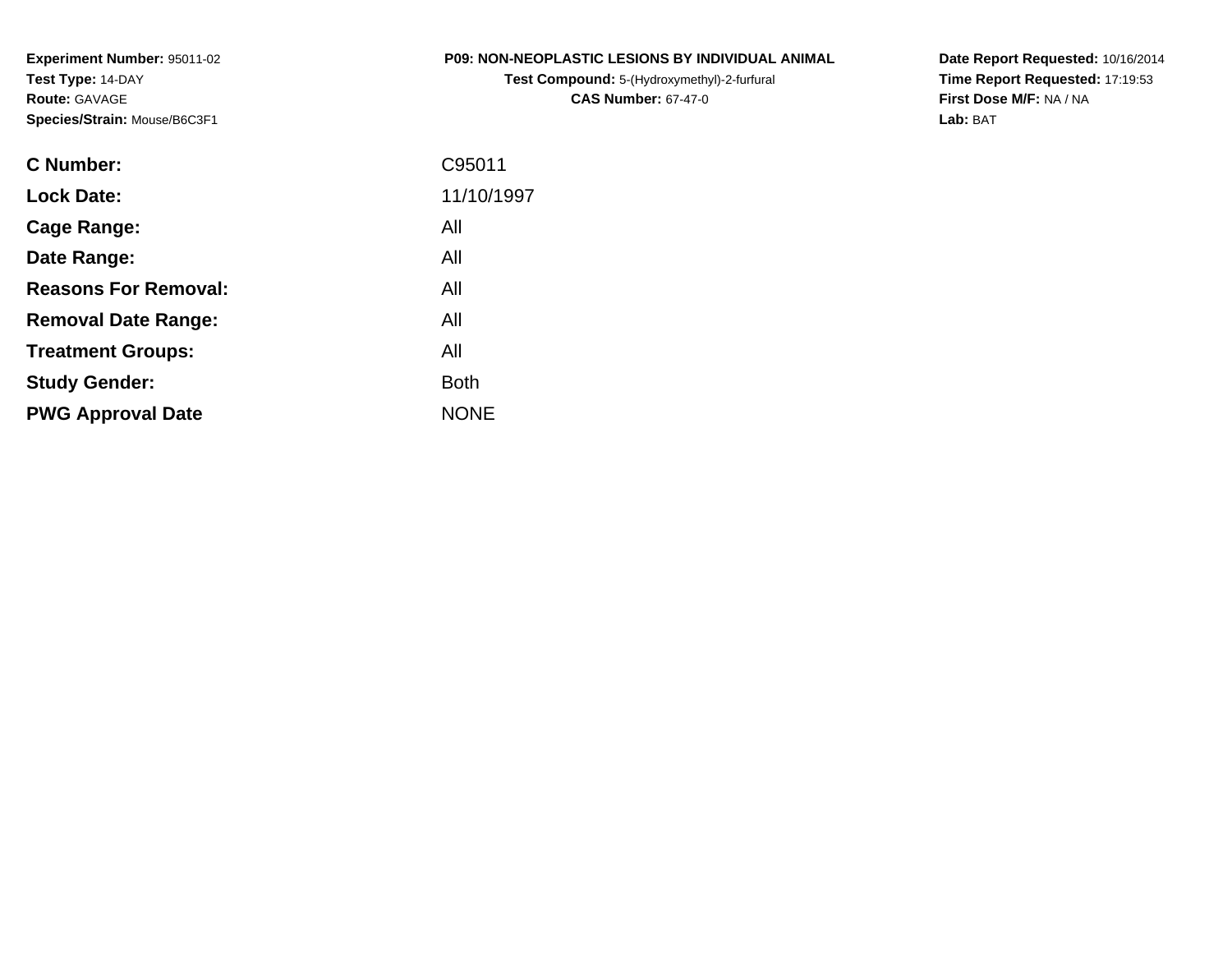**Experiment Number:** 95011-02
**Test Type:** 14-DAY
**Route:** GAVAGE
**Species/Strain:** Mouse/B6C3F1

**P09: NON-NEOPLASTIC LESIONS BY INDIVIDUAL ANIMAL**
**Test Compound:** 5-(Hydroxymethyl)-2-furfural
**CAS Number:** 67-47-0

**Date Report Requested:** 10/16/2014
**Time Report Requested:** 17:19:53
**First Dose M/F:** NA / NA
**Lab:** BAT

| | |
|---|---|
| **C Number:** | C95011 |
| **Lock Date:** | 11/10/1997 |
| **Cage Range:** | All |
| **Date Range:** | All |
| **Reasons For Removal:** | All |
| **Removal Date Range:** | All |
| **Treatment Groups:** | All |
| **Study Gender:** | Both |
| **PWG Approval Date** | NONE |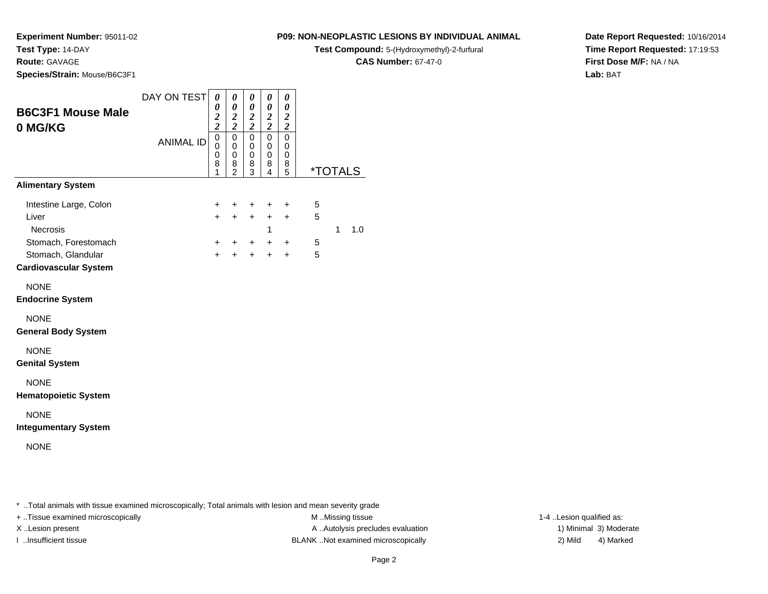**Experiment Number:** 95011-02
**Test Type:** 14-DAY
**Route:** GAVAGE
**Species/Strain:** Mouse/B6C3F1

**P09: NON-NEOPLASTIC LESIONS BY INDIVIDUAL ANIMAL**
**Test Compound:** 5-(Hydroxymethyl)-2-furfural
**CAS Number:** 67-47-0

**Date Report Requested:** 10/16/2014
**Time Report Requested:** 17:19:53
**First Dose M/F:** NA / NA
**Lab:** BAT

## B6C3F1 Mouse Male 0 MG/KG

| DAY ON TEST | 0022 | 0022 | 0022 | 0022 | 0022 | | | |
|---|---|---|---|---|---|---|---|---|
| ANIMAL ID | 00081 | 00082 | 00083 | 00084 | 00085 | *TOTALS | | |
| **Alimentary System** | | | | | | | | |
| Intestine Large, Colon | + | + | + | + | + | 5 | | |
| Liver | + | + | + | + | + | 5 | | |
| Necrosis | | | | 1 | | | 1 | 1.0 |
| Stomach, Forestomach | + | + | + | + | + | 5 | | |
| Stomach, Glandular | + | + | + | + | + | 5 | | |
| **Cardiovascular System** | | | | | | | | |
| NONE | | | | | | | | |
| **Endocrine System** | | | | | | | | |
| NONE | | | | | | | | |
| **General Body System** | | | | | | | | |
| NONE | | | | | | | | |
| **Genital System** | | | | | | | | |
| NONE | | | | | | | | |
| **Hematopoietic System** | | | | | | | | |
| NONE | | | | | | | | |
| **Integumentary System** | | | | | | | | |
| NONE | | | | | | | | |

* ..Total animals with tissue examined microscopically; Total animals with lesion and mean severity grade

+ ..Tissue examined microscopically
X ..Lesion present
I ..Insufficient tissue

M ..Missing tissue
A ..Autolysis precludes evaluation
BLANK ..Not examined microscopically

1-4 ..Lesion qualified as:
1) Minimal 3) Moderate
2) Mild 4) Marked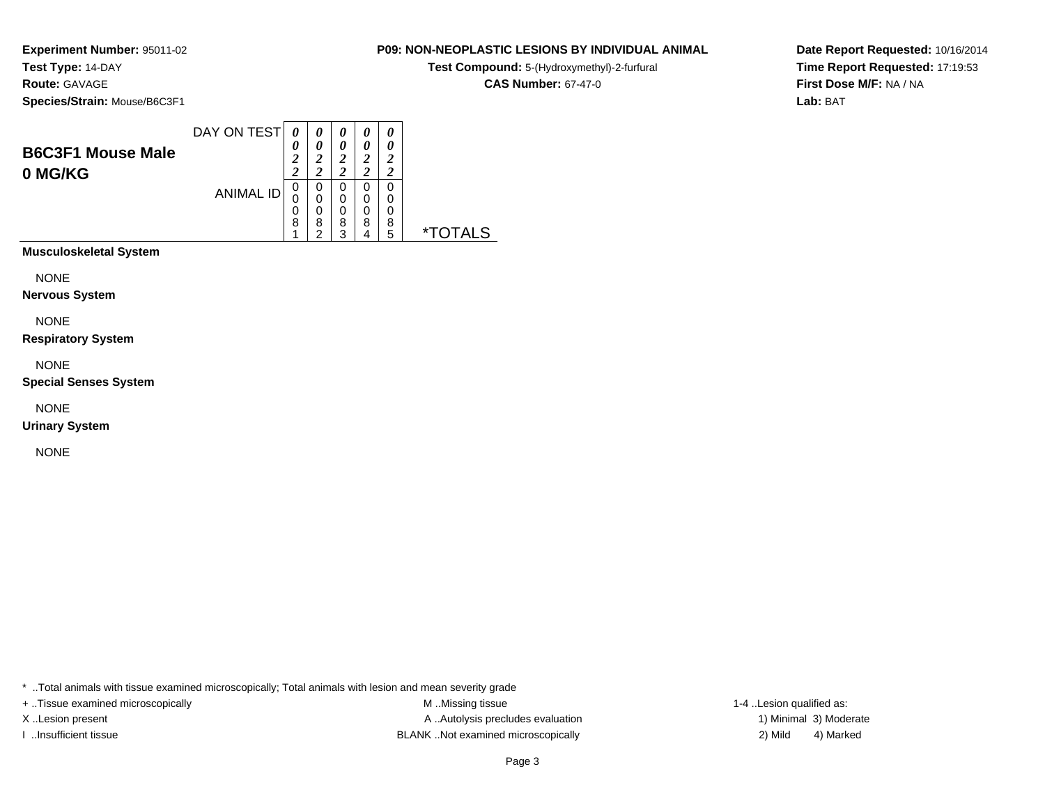**Experiment Number:** 95011-02
**Test Type:** 14-DAY
**Route:** GAVAGE
**Species/Strain:** Mouse/B6C3F1

**P09: NON-NEOPLASTIC LESIONS BY INDIVIDUAL ANIMAL**
**Test Compound:** 5-(Hydroxymethyl)-2-furfural
**CAS Number:** 67-47-0

**Date Report Requested:** 10/16/2014
**Time Report Requested:** 17:19:53
**First Dose M/F:** NA / NA
**Lab:** BAT

## B6C3F1 Mouse Male 0 MG/KG

| | | | | | | |
|---|---|---|---|---|---|---|
| DAY ON TEST | 0022 | 0022 | 0022 | 0022 | 0022 | |
| ANIMAL ID | 00081 | 00082 | 00083 | 00084 | 00085 | *TOTALS |

**Musculoskeletal System**

NONE

**Nervous System**

NONE

**Respiratory System**

NONE

**Special Senses System**

NONE

**Urinary System**

NONE

* ..Total animals with tissue examined microscopically; Total animals with lesion and mean severity grade
+ ..Tissue examined microscopically
X ..Lesion present
I ..Insufficient tissue
M ..Missing tissue
A ..Autolysis precludes evaluation
BLANK ..Not examined microscopically
1-4 ..Lesion qualified as:
1) Minimal 3) Moderate
2) Mild 4) Marked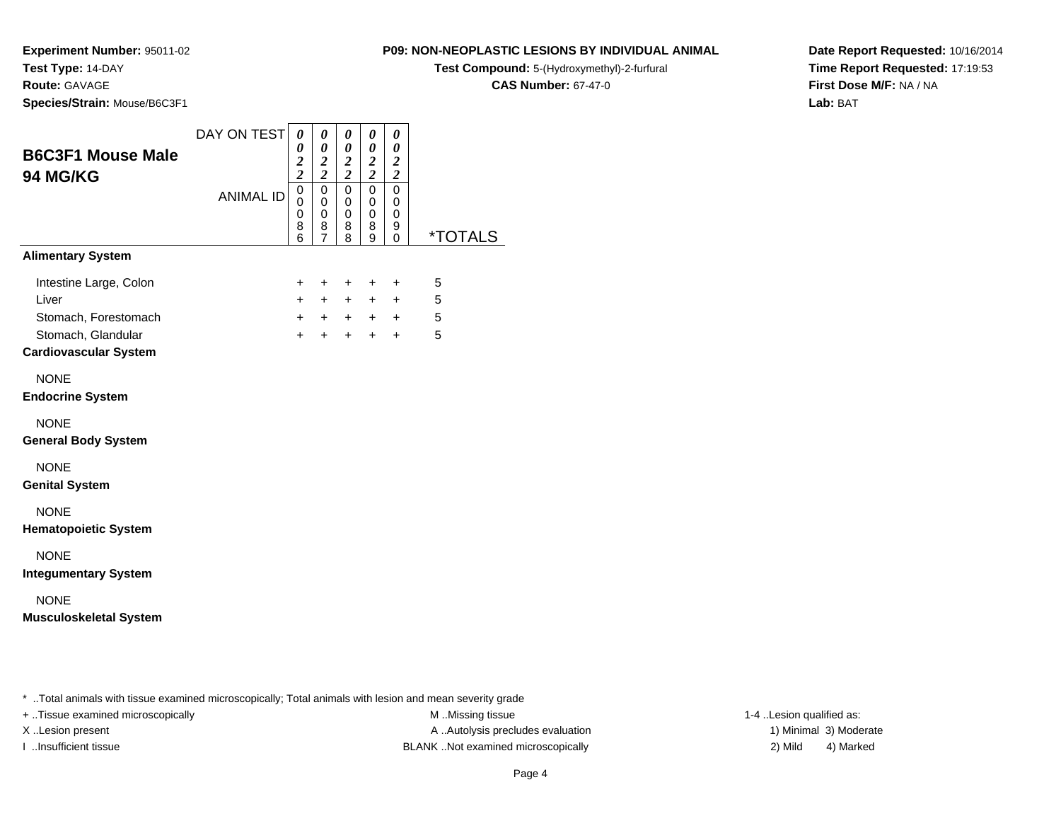**Experiment Number:** 95011-02
**Test Type:** 14-DAY
**Route:** GAVAGE
**Species/Strain:** Mouse/B6C3F1

**P09: NON-NEOPLASTIC LESIONS BY INDIVIDUAL ANIMAL**
**Test Compound:** 5-(Hydroxymethyl)-2-furfural
**CAS Number:** 67-47-0

**Date Report Requested:** 10/16/2014
**Time Report Requested:** 17:19:53
**First Dose M/F:** NA / NA
**Lab:** BAT

## B6C3F1 Mouse Male 94 MG/KG

| DAY ON TEST | 0022 | 0022 | 0022 | 0022 | 0022 | |
|---|---|---|---|---|---|---|
| ANIMAL ID | 00086 | 00087 | 00088 | 00089 | 00090 | *TOTALS |
| **Alimentary System** | | | | | | |
| Intestine Large, Colon | + | + | + | + | + | 5 |
| Liver | + | + | + | + | + | 5 |
| Stomach, Forestomach | + | + | + | + | + | 5 |
| Stomach, Glandular | + | + | + | + | + | 5 |
| **Cardiovascular System** | | | | | | |
| NONE | | | | | | |
| **Endocrine System** | | | | | | |
| NONE | | | | | | |
| **General Body System** | | | | | | |
| NONE | | | | | | |
| **Genital System** | | | | | | |
| NONE | | | | | | |
| **Hematopoietic System** | | | | | | |
| NONE | | | | | | |
| **Integumentary System** | | | | | | |
| NONE | | | | | | |
| **Musculoskeletal System** | | | | | | |

* ..Total animals with tissue examined microscopically; Total animals with lesion and mean severity grade
+ ..Tissue examined microscopically
X ..Lesion present
I ..Insufficient tissue
M ..Missing tissue
A ..Autolysis precludes evaluation
BLANK ..Not examined microscopically
1-4 ..Lesion qualified as:
1) Minimal 3) Moderate
2) Mild 4) Marked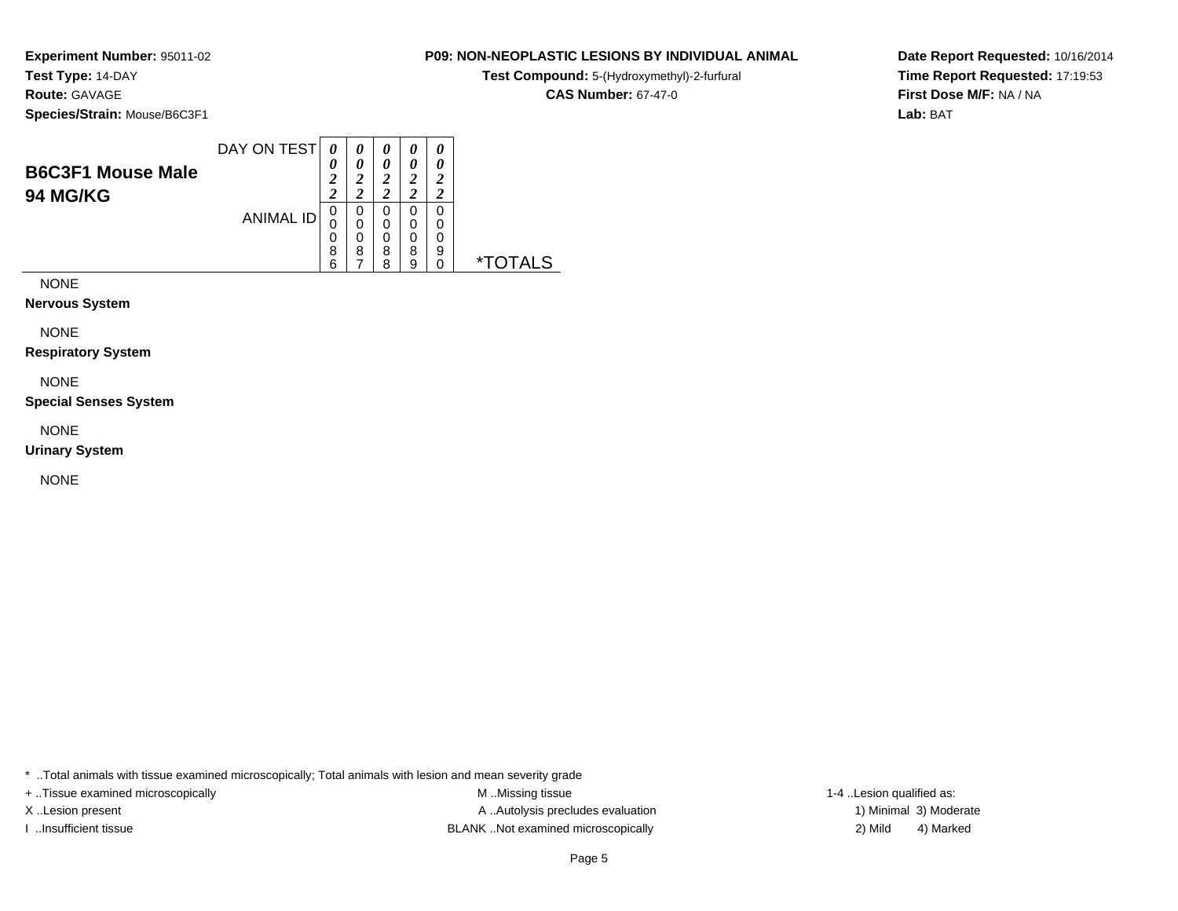**Experiment Number:** 95011-02
**Test Type:** 14-DAY
**Route:** GAVAGE
**Species/Strain:** Mouse/B6C3F1

**P09: NON-NEOPLASTIC LESIONS BY INDIVIDUAL ANIMAL**
**Test Compound:** 5-(Hydroxymethyl)-2-furfural
**CAS Number:** 67-47-0

**Date Report Requested:** 10/16/2014
**Time Report Requested:** 17:19:53
**First Dose M/F:** NA / NA
**Lab:** BAT

## B6C3F1 Mouse Male 94 MG/KG

| DAY ON TEST | 0022 | 0022 | 0022 | 0022 | 0022 | |
|---|---|---|---|---|---|---|
| **ANIMAL ID** | 00086 | 00087 | 00088 | 00089 | 00090 | *TOTALS |
| NONE | | | | | | |
| **Nervous System** | | | | | | |
| NONE | | | | | | |
| **Respiratory System** | | | | | | |
| NONE | | | | | | |
| **Special Senses System** | | | | | | |
| NONE | | | | | | |
| **Urinary System** | | | | | | |
| NONE | | | | | | |

* ..Total animals with tissue examined microscopically; Total animals with lesion and mean severity grade

+ ..Tissue examined microscopically
X ..Lesion present
I ..Insufficient tissue

M ..Missing tissue
A ..Autolysis precludes evaluation
BLANK ..Not examined microscopically

1-4 ..Lesion qualified as:
1) Minimal 3) Moderate
2) Mild 4) Marked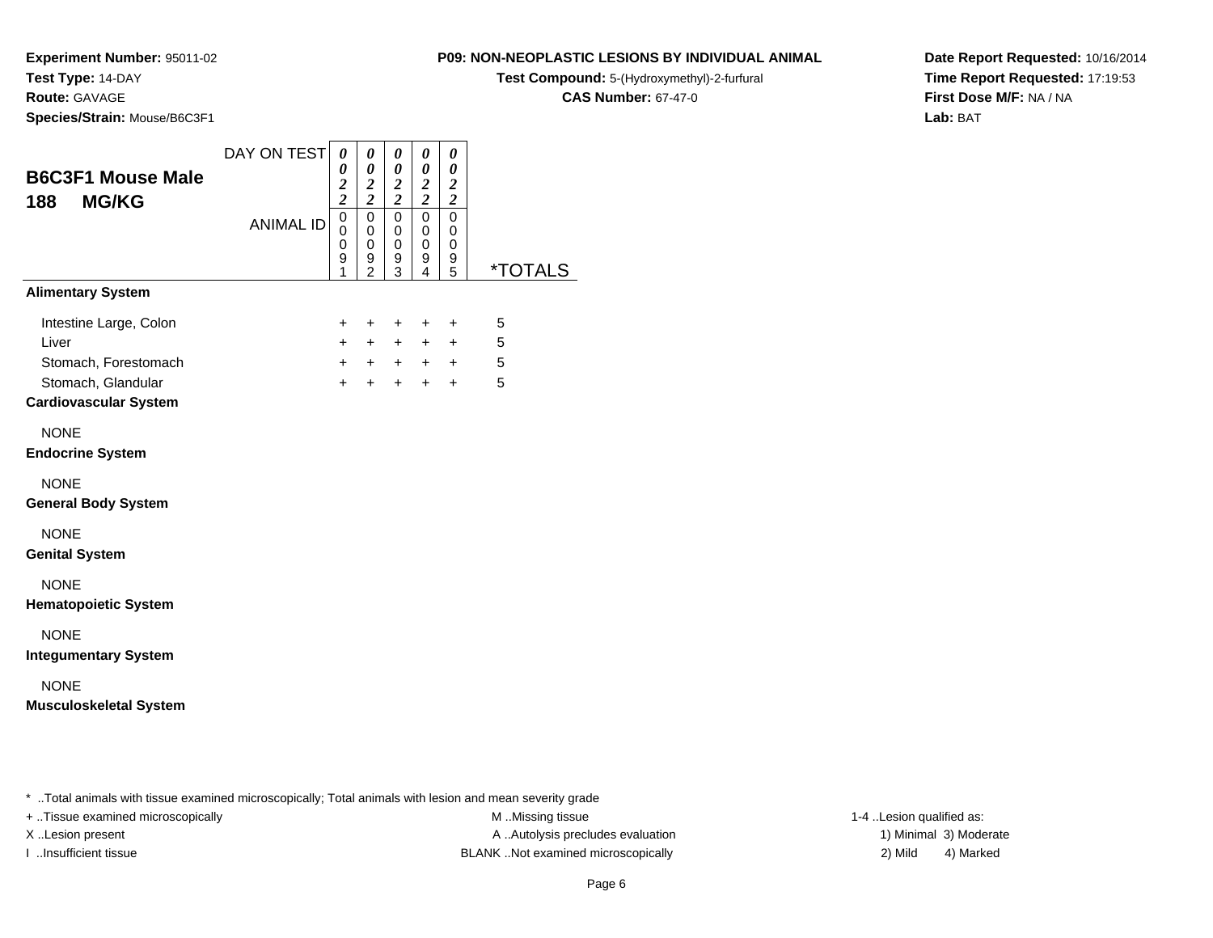**Experiment Number:** 95011-02
**Test Type:** 14-DAY
**Route:** GAVAGE
**Species/Strain:** Mouse/B6C3F1

**P09: NON-NEOPLASTIC LESIONS BY INDIVIDUAL ANIMAL**
**Test Compound:** 5-(Hydroxymethyl)-2-furfural
**CAS Number:** 67-47-0

**Date Report Requested:** 10/16/2014
**Time Report Requested:** 17:19:53
**First Dose M/F:** NA / NA
**Lab:** BAT

## B6C3F1 Mouse Male 188 MG/KG

| | | | | | | |
|---|---|---|---|---|---|---|
| DAY ON TEST | 0022 | 0022 | 0022 | 0022 | 0022 | |
| ANIMAL ID | 00091 | 00092 | 00093 | 00094 | 00095 | *TOTALS |
| **Alimentary System** | | | | | | |
| Intestine Large, Colon | + | + | + | + | + | 5 |
| Liver | + | + | + | + | + | 5 |
| Stomach, Forestomach | + | + | + | + | + | 5 |
| Stomach, Glandular | + | + | + | + | + | 5 |
| **Cardiovascular System** | | | | | | |
| NONE | | | | | | |
| **Endocrine System** | | | | | | |
| NONE | | | | | | |
| **General Body System** | | | | | | |
| NONE | | | | | | |
| **Genital System** | | | | | | |
| NONE | | | | | | |
| **Hematopoietic System** | | | | | | |
| NONE | | | | | | |
| **Integumentary System** | | | | | | |
| NONE | | | | | | |
| **Musculoskeletal System** | | | | | | |

* ..Total animals with tissue examined microscopically; Total animals with lesion and mean severity grade
+ ..Tissue examined microscopically
X ..Lesion present
I ..Insufficient tissue
M ..Missing tissue
A ..Autolysis precludes evaluation
BLANK ..Not examined microscopically
1-4 ..Lesion qualified as:
1) Minimal 3) Moderate
2) Mild 4) Marked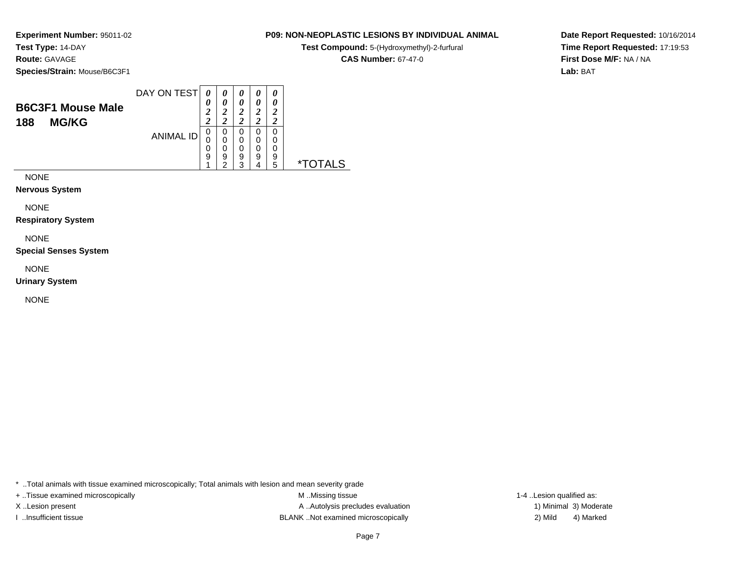**Experiment Number:** 95011-02
**Test Type:** 14-DAY
**Route:** GAVAGE
**Species/Strain:** Mouse/B6C3F1

**P09: NON-NEOPLASTIC LESIONS BY INDIVIDUAL ANIMAL**
**Test Compound:** 5-(Hydroxymethyl)-2-furfural
**CAS Number:** 67-47-0

**Date Report Requested:** 10/16/2014
**Time Report Requested:** 17:19:53
**First Dose M/F:** NA / NA
**Lab:** BAT

| **B6C3F1 Mouse Male 188 MG/KG** | | | | | | |
|---|---|---|---|---|---|---|
| DAY ON TEST | 0022 | 0022 | 0022 | 0022 | 0022 | |
| ANIMAL ID | 00091 | 00092 | 00093 | 00094 | 00095 | *TOTALS |
| NONE | | | | | | |
| **Nervous System** | | | | | | |
| NONE | | | | | | |
| **Respiratory System** | | | | | | |
| NONE | | | | | | |
| **Special Senses System** | | | | | | |
| NONE | | | | | | |
| **Urinary System** | | | | | | |
| NONE | | | | | | |

* ..Total animals with tissue examined microscopically; Total animals with lesion and mean severity grade
+ ..Tissue examined microscopically
X ..Lesion present
I ..Insufficient tissue
M ..Missing tissue
A ..Autolysis precludes evaluation
BLANK ..Not examined microscopically
1-4 ..Lesion qualified as:
1) Minimal 3) Moderate
2) Mild 4) Marked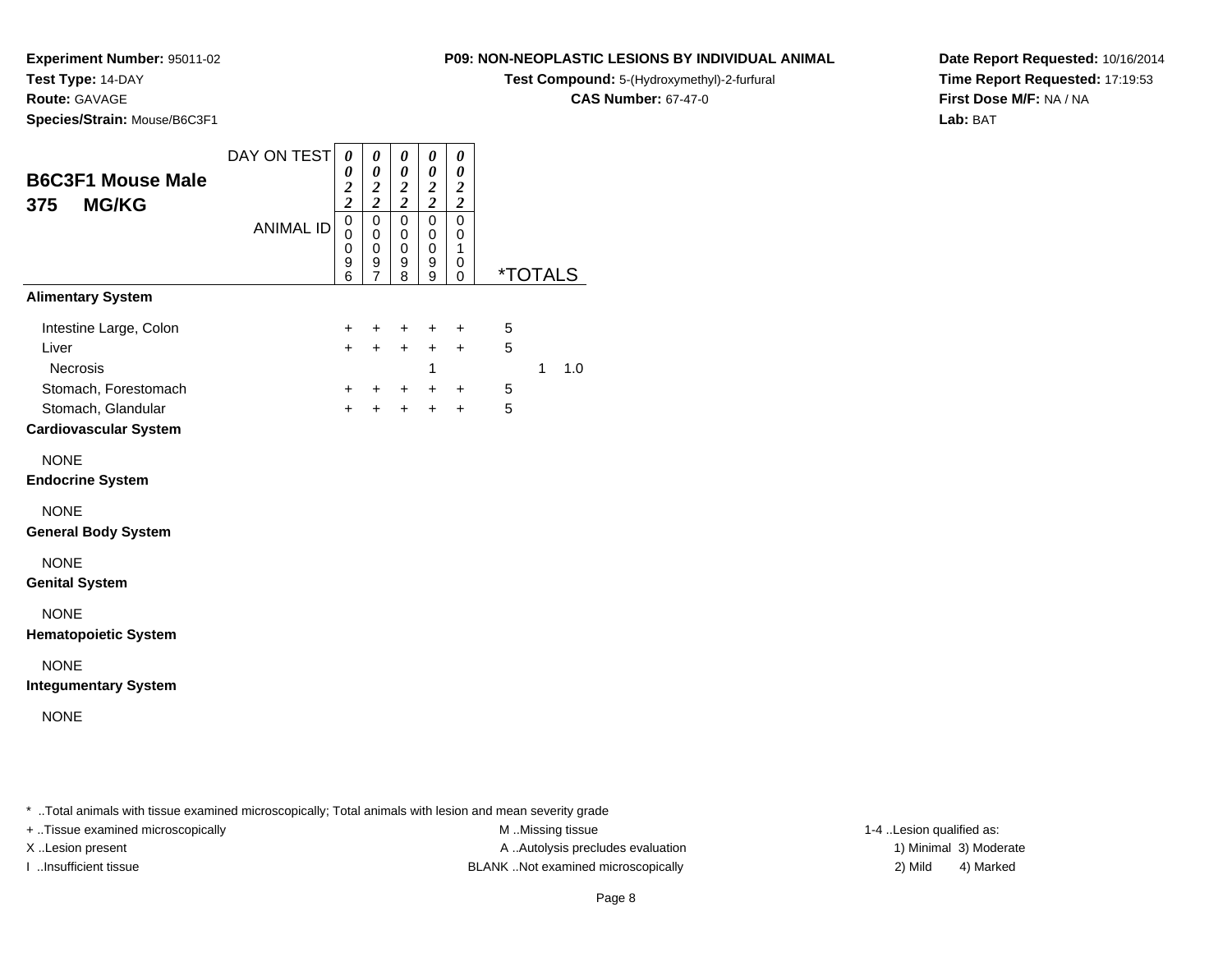**Experiment Number:** 95011-02
**Test Type:** 14-DAY
**Route:** GAVAGE
**Species/Strain:** Mouse/B6C3F1

**P09: NON-NEOPLASTIC LESIONS BY INDIVIDUAL ANIMAL**
**Test Compound:** 5-(Hydroxymethyl)-2-furfural
**CAS Number:** 67-47-0

**Date Report Requested:** 10/16/2014
**Time Report Requested:** 17:19:53
**First Dose M/F:** NA / NA
**Lab:** BAT

## B6C3F1 Mouse Male 375 MG/KG

| DAY ON TEST | 0022 | 0022 | 0022 | 0022 | 0022 | | |
|---|---|---|---|---|---|---|---|
| ANIMAL ID | 00096 | 00097 | 00098 | 00099 | 00100 | *TOTALS | |
| **Alimentary System** | | | | | | | |
| Intestine Large, Colon | + | + | + | + | + | 5 | |
| Liver | + | + | + | + | + | 5 | |
| Necrosis | | | | 1 | | 1 | 1.0 |
| Stomach, Forestomach | + | + | + | + | + | 5 | |
| Stomach, Glandular | + | + | + | + | + | 5 | |
| **Cardiovascular System** | | | | | | | |
| NONE | | | | | | | |
| **Endocrine System** | | | | | | | |
| NONE | | | | | | | |
| **General Body System** | | | | | | | |
| NONE | | | | | | | |
| **Genital System** | | | | | | | |
| NONE | | | | | | | |
| **Hematopoietic System** | | | | | | | |
| NONE | | | | | | | |
| **Integumentary System** | | | | | | | |
| NONE | | | | | | | |

* ..Total animals with tissue examined microscopically; Total animals with lesion and mean severity grade
+ ..Tissue examined microscopically
X ..Lesion present
I ..Insufficient tissue

M ..Missing tissue
A ..Autolysis precludes evaluation
BLANK ..Not examined microscopically

1-4 ..Lesion qualified as:
1) Minimal 3) Moderate
2) Mild 4) Marked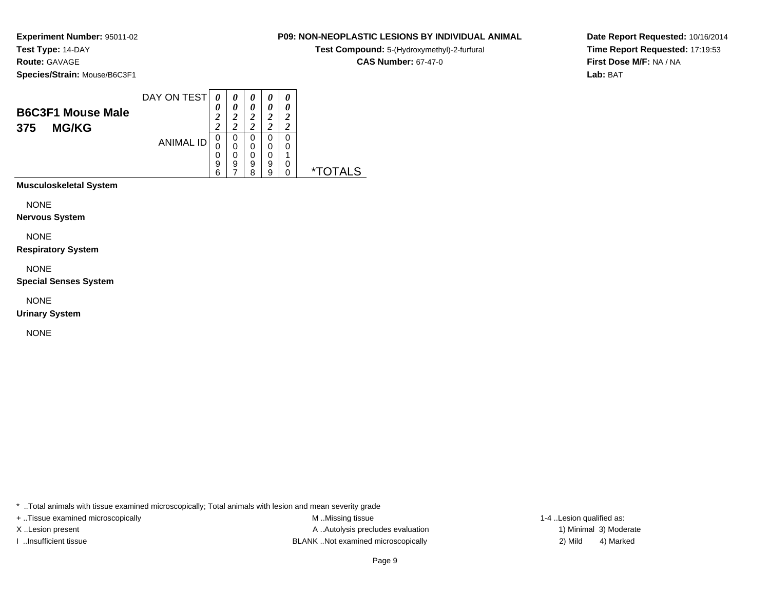**Experiment Number:** 95011-02
**Test Type:** 14-DAY
**Route:** GAVAGE
**Species/Strain:** Mouse/B6C3F1

**P09: NON-NEOPLASTIC LESIONS BY INDIVIDUAL ANIMAL**
**Test Compound:** 5-(Hydroxymethyl)-2-furfural
**CAS Number:** 67-47-0

**Date Report Requested:** 10/16/2014
**Time Report Requested:** 17:19:53
**First Dose M/F:** NA / NA
**Lab:** BAT

## B6C3F1 Mouse Male 375 MG/KG

| | | | | | | |
|---|---|---|---|---|---|---|
| DAY ON TEST | 0022 | 0022 | 0022 | 0022 | 0022 | |
| ANIMAL ID | 00096 | 00097 | 00098 | 00099 | 00100 | *TOTALS |

**Musculoskeletal System**

NONE

**Nervous System**

NONE

**Respiratory System**

NONE

**Special Senses System**

NONE

**Urinary System**

NONE

* ..Total animals with tissue examined microscopically; Total animals with lesion and mean severity grade
+ ..Tissue examined microscopically
X ..Lesion present
I ..Insufficient tissue
M ..Missing tissue
A ..Autolysis precludes evaluation
BLANK ..Not examined microscopically
1-4 ..Lesion qualified as:
1) Minimal 3) Moderate
2) Mild 4) Marked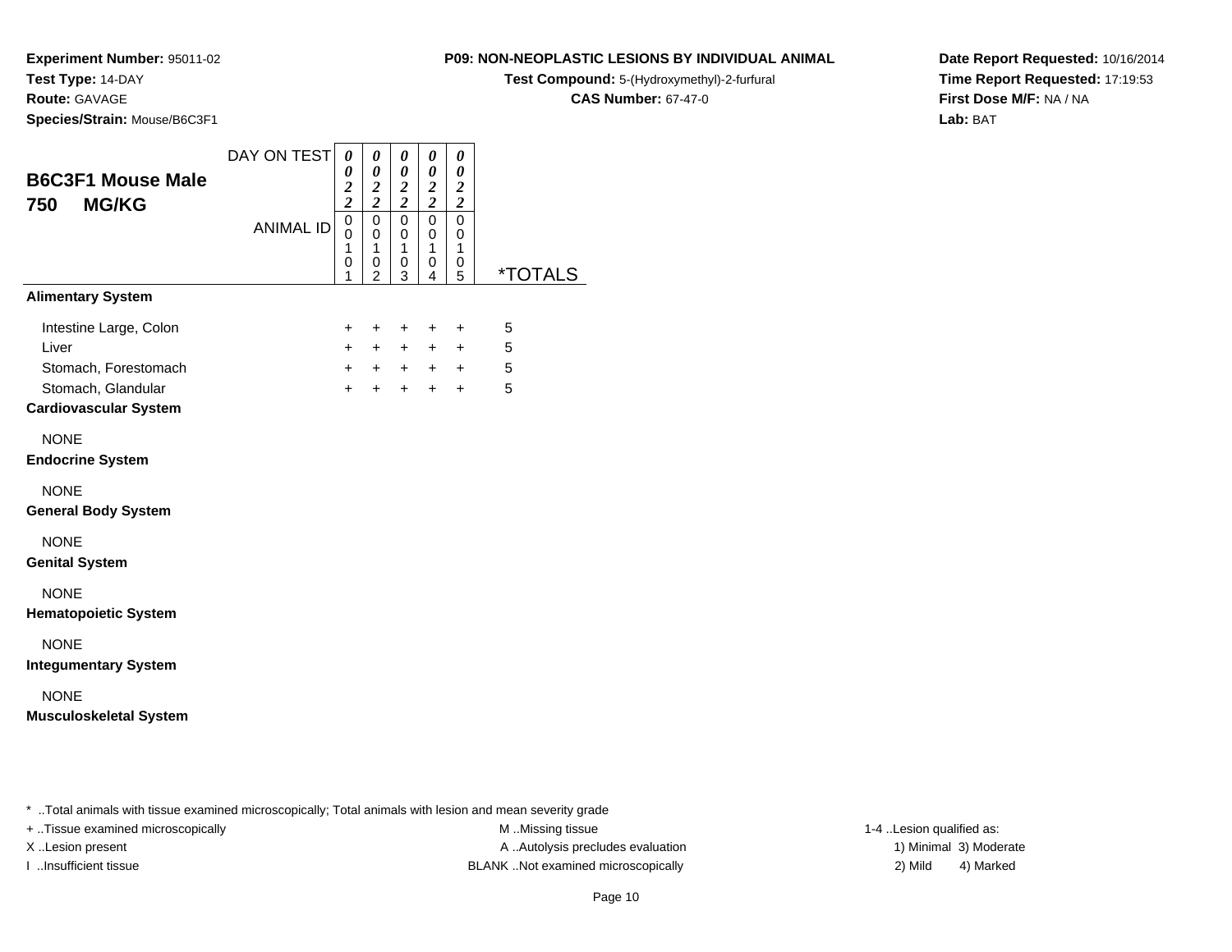**Experiment Number:** 95011-02
**Test Type:** 14-DAY
**Route:** GAVAGE
**Species/Strain:** Mouse/B6C3F1

**P09: NON-NEOPLASTIC LESIONS BY INDIVIDUAL ANIMAL**
**Test Compound:** 5-(Hydroxymethyl)-2-furfural
**CAS Number:** 67-47-0

**Date Report Requested:** 10/16/2014
**Time Report Requested:** 17:19:53
**First Dose M/F:** NA / NA
**Lab:** BAT

## B6C3F1 Mouse Male 750 MG/KG

| DAY ON TEST | 0022 | 0022 | 0022 | 0022 | 0022 | |
|---|---|---|---|---|---|---|
| **ANIMAL ID** | 00101 | 00102 | 00103 | 00104 | 00105 | ***TOTALS** |
| **Alimentary System** | | | | | | |
| Intestine Large, Colon | + | + | + | + | + | 5 |
| Liver | + | + | + | + | + | 5 |
| Stomach, Forestomach | + | + | + | + | + | 5 |
| Stomach, Glandular | + | + | + | + | + | 5 |
| **Cardiovascular System** | | | | | | |
| NONE | | | | | | |
| **Endocrine System** | | | | | | |
| NONE | | | | | | |
| **General Body System** | | | | | | |
| NONE | | | | | | |
| **Genital System** | | | | | | |
| NONE | | | | | | |
| **Hematopoietic System** | | | | | | |
| NONE | | | | | | |
| **Integumentary System** | | | | | | |
| NONE | | | | | | |
| **Musculoskeletal System** | | | | | | |

* ..Total animals with tissue examined microscopically; Total animals with lesion and mean severity grade
+ ..Tissue examined microscopically
X ..Lesion present
I ..Insufficient tissue

M ..Missing tissue
A ..Autolysis precludes evaluation
BLANK ..Not examined microscopically

1-4 ..Lesion qualified as:
1) Minimal 3) Moderate
2) Mild 4) Marked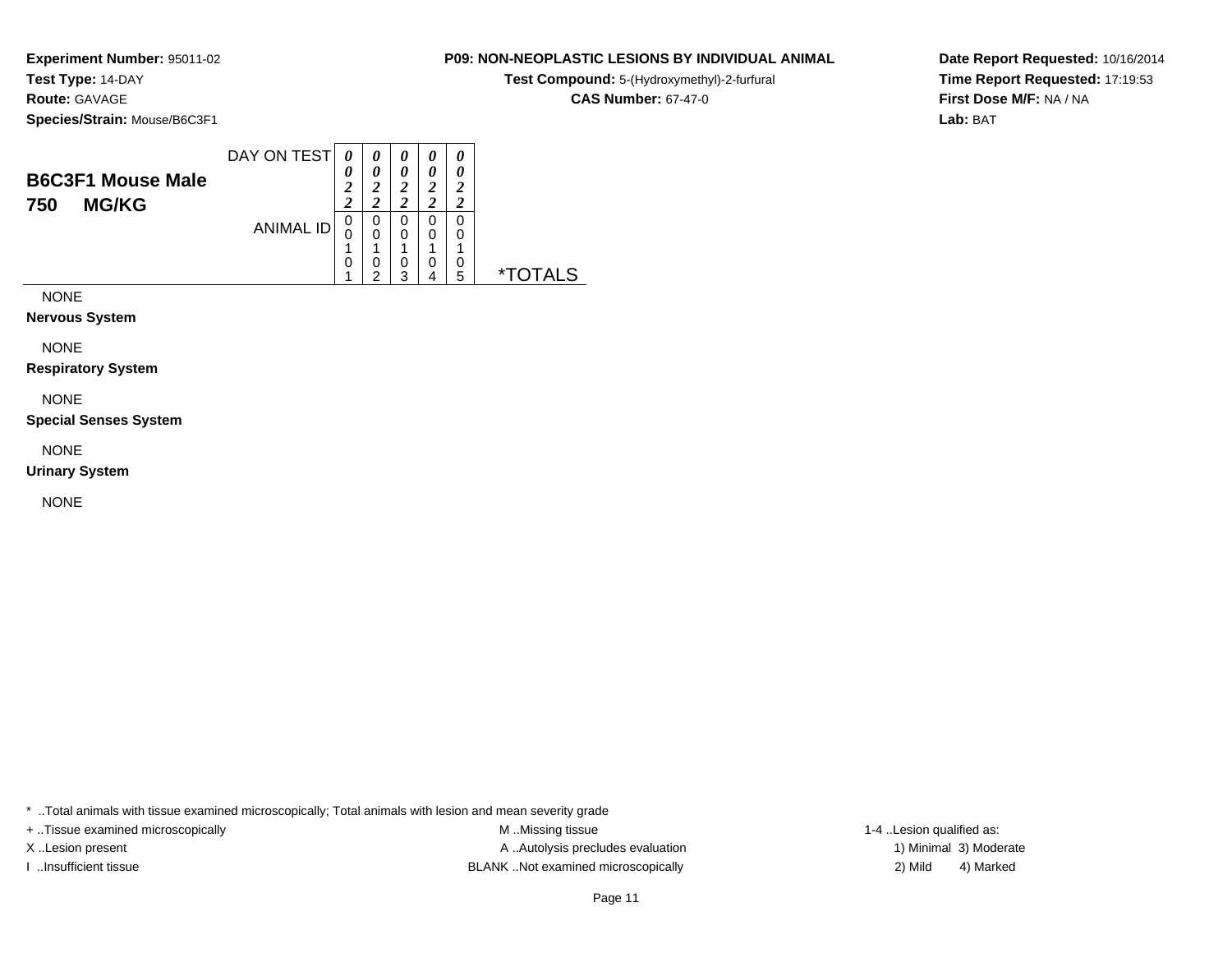**Experiment Number:** 95011-02
**Test Type:** 14-DAY
**Route:** GAVAGE
**Species/Strain:** Mouse/B6C3F1

**P09: NON-NEOPLASTIC LESIONS BY INDIVIDUAL ANIMAL**
**Test Compound:** 5-(Hydroxymethyl)-2-furfural
**CAS Number:** 67-47-0

**Date Report Requested:** 10/16/2014
**Time Report Requested:** 17:19:53
**First Dose M/F:** NA / NA
**Lab:** BAT

## B6C3F1 Mouse Male
## 750 MG/KG

| DAY ON TEST | 0022 | 0022 | 0022 | 0022 | 0022 | |
|---|---|---|---|---|---|---|
| ANIMAL ID | 00101 | 00102 | 00103 | 00104 | 00105 | *TOTALS |
| NONE | | | | | | |
| **Nervous System** | | | | | | |
| NONE | | | | | | |
| **Respiratory System** | | | | | | |
| NONE | | | | | | |
| **Special Senses System** | | | | | | |
| NONE | | | | | | |
| **Urinary System** | | | | | | |
| NONE | | | | | | |

* ..Total animals with tissue examined microscopically; Total animals with lesion and mean severity grade
+ ..Tissue examined microscopically
X ..Lesion present
I ..Insufficient tissue
M ..Missing tissue
A ..Autolysis precludes evaluation
BLANK ..Not examined microscopically
1-4 ..Lesion qualified as:
1) Minimal 3) Moderate
2) Mild 4) Marked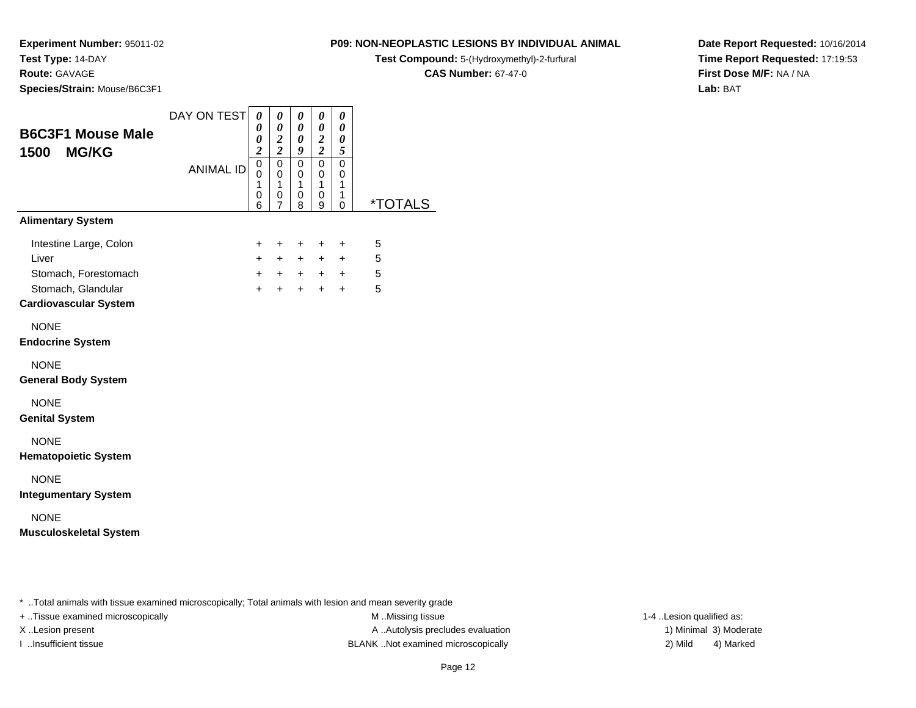**Experiment Number:** 95011-02
**Test Type:** 14-DAY
**Route:** GAVAGE
**Species/Strain:** Mouse/B6C3F1

**P09: NON-NEOPLASTIC LESIONS BY INDIVIDUAL ANIMAL**
**Test Compound:** 5-(Hydroxymethyl)-2-furfural
**CAS Number:** 67-47-0

**Date Report Requested:** 10/16/2014
**Time Report Requested:** 17:19:53
**First Dose M/F:** NA / NA
**Lab:** BAT

## B6C3F1 Mouse Male
## 1500 MG/KG

| DAY ON TEST | 0002 | 0022 | 0009 | 0022 | 0005 | |
|---|---|---|---|---|---|---|
| **ANIMAL ID** | 00106 | 00107 | 00108 | 00109 | 00110 | ***TOTALS** |
| **Alimentary System** | | | | | | |
| Intestine Large, Colon | + | + | + | + | + | 5 |
| Liver | + | + | + | + | + | 5 |
| Stomach, Forestomach | + | + | + | + | + | 5 |
| Stomach, Glandular | + | + | + | + | + | 5 |
| **Cardiovascular System** | | | | | | |
| NONE | | | | | | |
| **Endocrine System** | | | | | | |
| NONE | | | | | | |
| **General Body System** | | | | | | |
| NONE | | | | | | |
| **Genital System** | | | | | | |
| NONE | | | | | | |
| **Hematopoietic System** | | | | | | |
| NONE | | | | | | |
| **Integumentary System** | | | | | | |
| NONE | | | | | | |
| **Musculoskeletal System** | | | | | | |

* ..Total animals with tissue examined microscopically; Total animals with lesion and mean severity grade

+ ..Tissue examined microscopically
X ..Lesion present
I ..Insufficient tissue

M ..Missing tissue
A ..Autolysis precludes evaluation
BLANK ..Not examined microscopically

1-4 ..Lesion qualified as:
1) Minimal 3) Moderate
2) Mild 4) Marked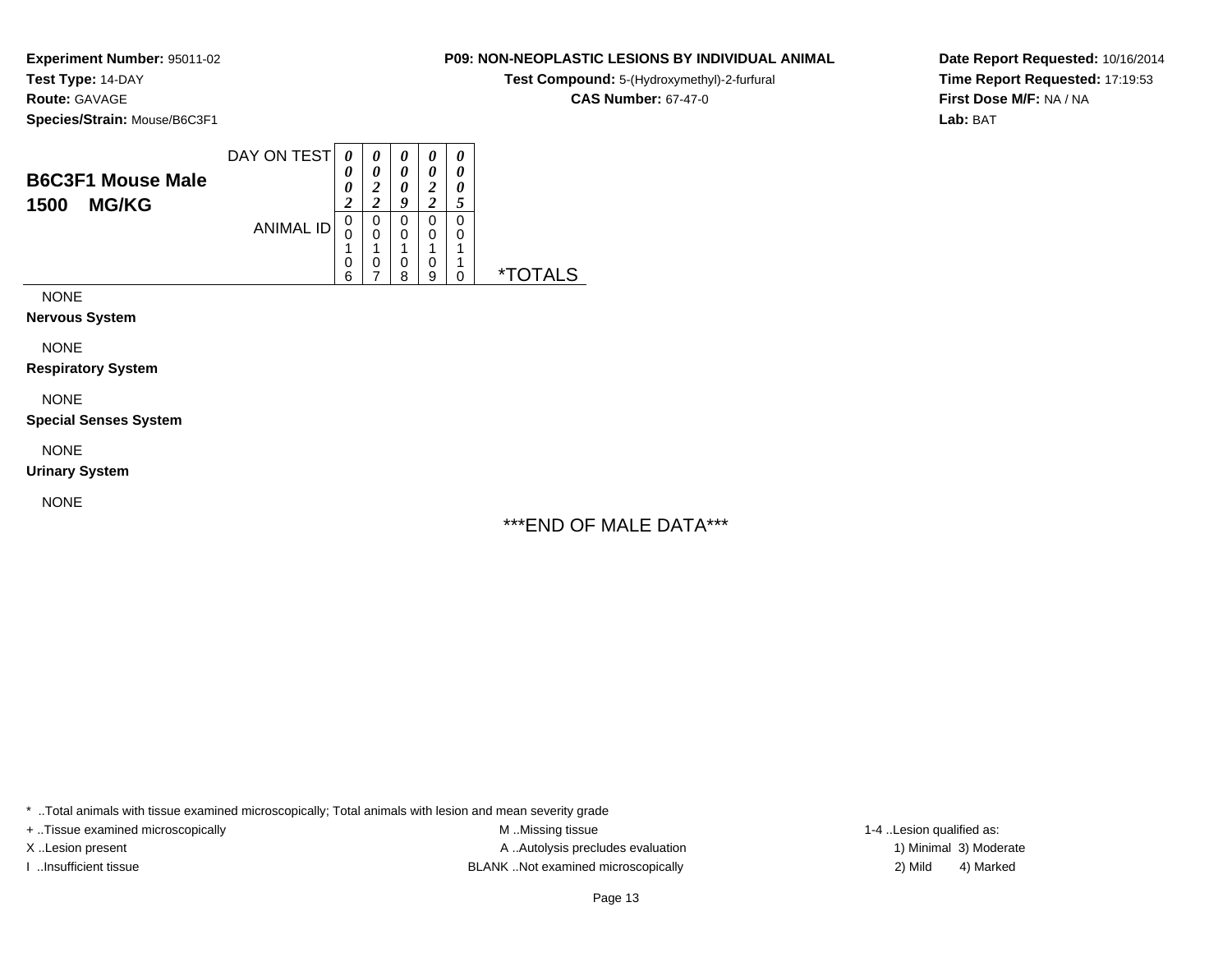**Experiment Number:** 95011-02
**Test Type:** 14-DAY
**Route:** GAVAGE
**Species/Strain:** Mouse/B6C3F1

**P09: NON-NEOPLASTIC LESIONS BY INDIVIDUAL ANIMAL**
**Test Compound:** 5-(Hydroxymethyl)-2-furfural
**CAS Number:** 67-47-0

**Date Report Requested:** 10/16/2014
**Time Report Requested:** 17:19:53
**First Dose M/F:** NA / NA
**Lab:** BAT

## B6C3F1 Mouse Male
## 1500 MG/KG

| DAY ON TEST | 0002 | 0022 | 0009 | 0022 | 0005 | |
|---|---|---|---|---|---|---|
| **ANIMAL ID** | 00106 | 00107 | 00108 | 00109 | 00110 | ***TOTALS** |
| NONE | | | | | | |
| **Nervous System** | | | | | | |
| NONE | | | | | | |
| **Respiratory System** | | | | | | |
| NONE | | | | | | |
| **Special Senses System** | | | | | | |
| NONE | | | | | | |
| **Urinary System** | | | | | | |
| NONE | | | | | | |

***END OF MALE DATA***

* ..Total animals with tissue examined microscopically; Total animals with lesion and mean severity grade
+ ..Tissue examined microscopically
X ..Lesion present
I ..Insufficient tissue
M ..Missing tissue
A ..Autolysis precludes evaluation
BLANK ..Not examined microscopically
1-4 ..Lesion qualified as:
1) Minimal 3) Moderate
2) Mild 4) Marked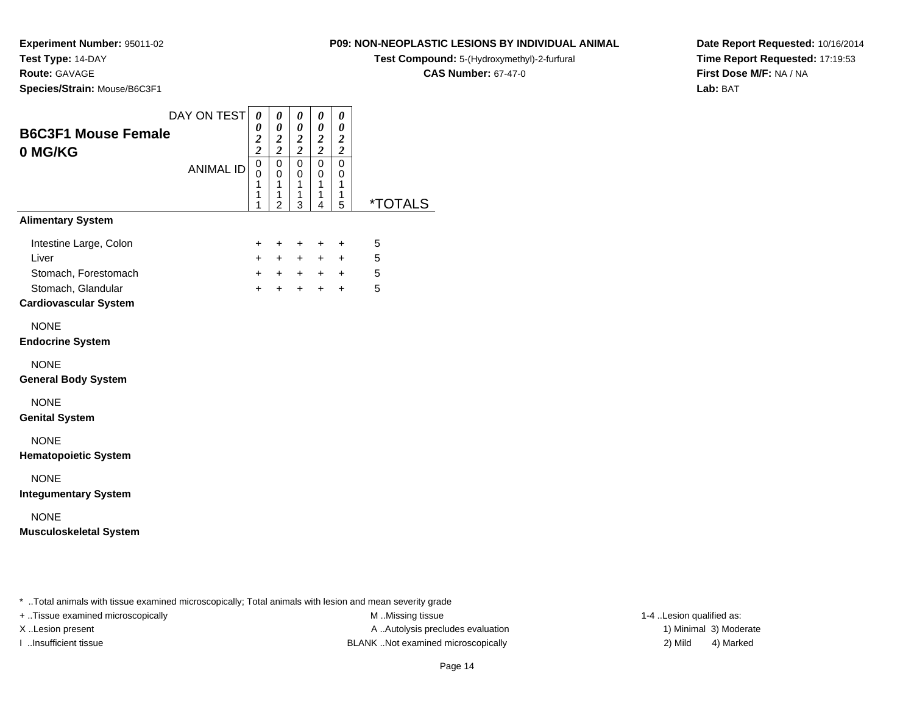**Experiment Number:** 95011-02
**Test Type:** 14-DAY
**Route:** GAVAGE
**Species/Strain:** Mouse/B6C3F1

**P09: NON-NEOPLASTIC LESIONS BY INDIVIDUAL ANIMAL**
**Test Compound:** 5-(Hydroxymethyl)-2-furfural
**CAS Number:** 67-47-0

**Date Report Requested:** 10/16/2014
**Time Report Requested:** 17:19:53
**First Dose M/F:** NA / NA
**Lab:** BAT

## B6C3F1 Mouse Female 0 MG/KG

| DAY ON TEST | 0022 | 0022 | 0022 | 0022 | 0022 | |
|---|---|---|---|---|---|---|
| ANIMAL ID | 00111 | 00112 | 00113 | 00114 | 00115 | *TOTALS |
| **Alimentary System** | | | | | | |
| Intestine Large, Colon | + | + | + | + | + | 5 |
| Liver | + | + | + | + | + | 5 |
| Stomach, Forestomach | + | + | + | + | + | 5 |
| Stomach, Glandular | + | + | + | + | + | 5 |
| **Cardiovascular System** | | | | | | |
| NONE | | | | | | |
| **Endocrine System** | | | | | | |
| NONE | | | | | | |
| **General Body System** | | | | | | |
| NONE | | | | | | |
| **Genital System** | | | | | | |
| NONE | | | | | | |
| **Hematopoietic System** | | | | | | |
| NONE | | | | | | |
| **Integumentary System** | | | | | | |
| NONE | | | | | | |
| **Musculoskeletal System** | | | | | | |

* ..Total animals with tissue examined microscopically; Total animals with lesion and mean severity grade
+ ..Tissue examined microscopically
X ..Lesion present
I ..Insufficient tissue
M ..Missing tissue
A ..Autolysis precludes evaluation
BLANK ..Not examined microscopically
1-4 ..Lesion qualified as:
1) Minimal 3) Moderate
2) Mild 4) Marked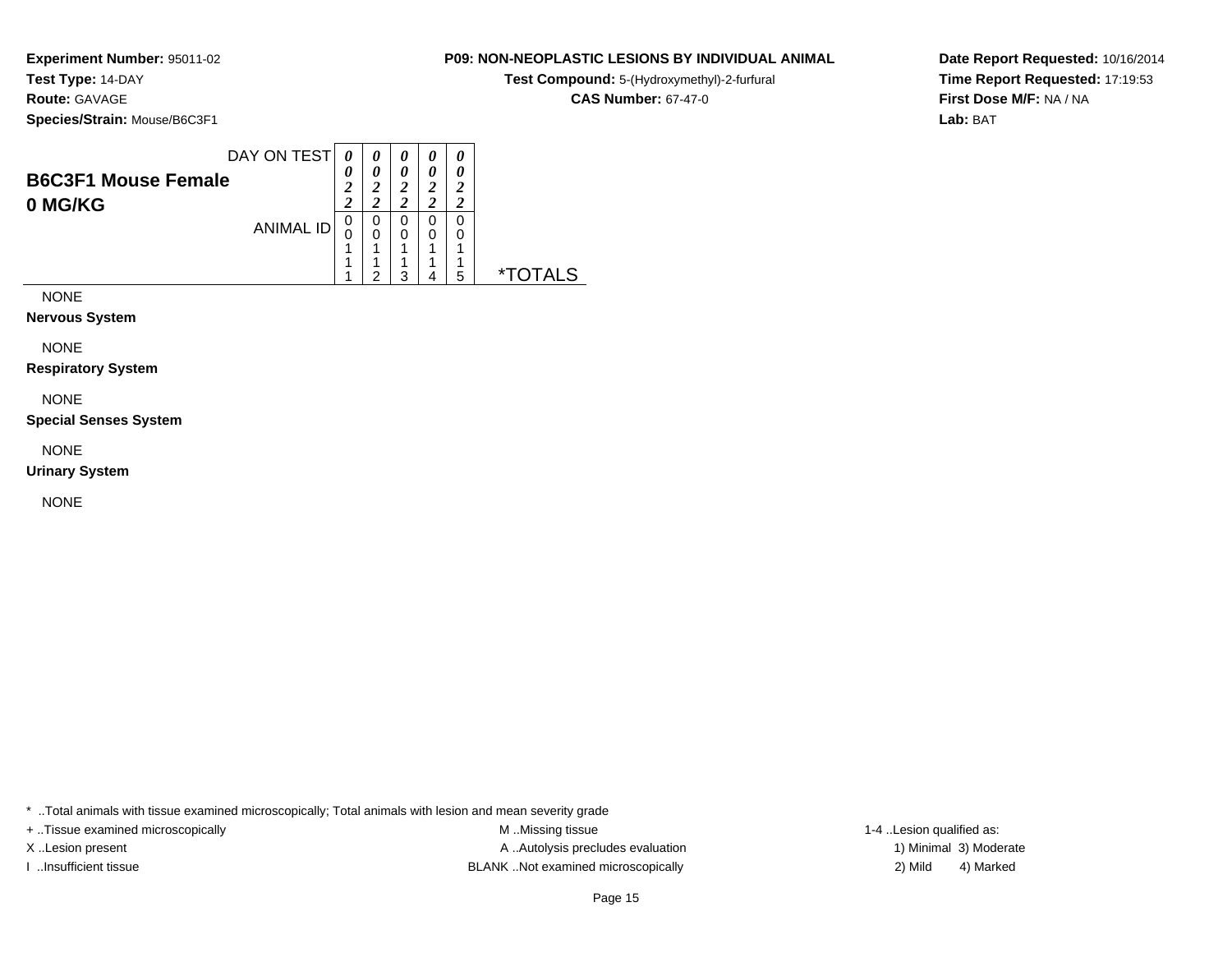**Experiment Number:** 95011-02
**Test Type:** 14-DAY
**Route:** GAVAGE
**Species/Strain:** Mouse/B6C3F1

**P09: NON-NEOPLASTIC LESIONS BY INDIVIDUAL ANIMAL**
**Test Compound:** 5-(Hydroxymethyl)-2-furfural
**CAS Number:** 67-47-0

**Date Report Requested:** 10/16/2014
**Time Report Requested:** 17:19:53
**First Dose M/F:** NA / NA
**Lab:** BAT

| **B6C3F1 Mouse Female 0 MG/KG** | | | | | | |
|---|---|---|---|---|---|---|
| DAY ON TEST | 0022 | 0022 | 0022 | 0022 | 0022 | |
| ANIMAL ID | 00111 | 00112 | 00113 | 00114 | 00115 | *TOTALS |
| NONE | | | | | | |
| **Nervous System** | | | | | | |
| NONE | | | | | | |
| **Respiratory System** | | | | | | |
| NONE | | | | | | |
| **Special Senses System** | | | | | | |
| NONE | | | | | | |
| **Urinary System** | | | | | | |
| NONE | | | | | | |

* ..Total animals with tissue examined microscopically; Total animals with lesion and mean severity grade
+ ..Tissue examined microscopically
X ..Lesion present
I ..Insufficient tissue
M ..Missing tissue
A ..Autolysis precludes evaluation
BLANK ..Not examined microscopically
1-4 ..Lesion qualified as:
1) Minimal 3) Moderate
2) Mild 4) Marked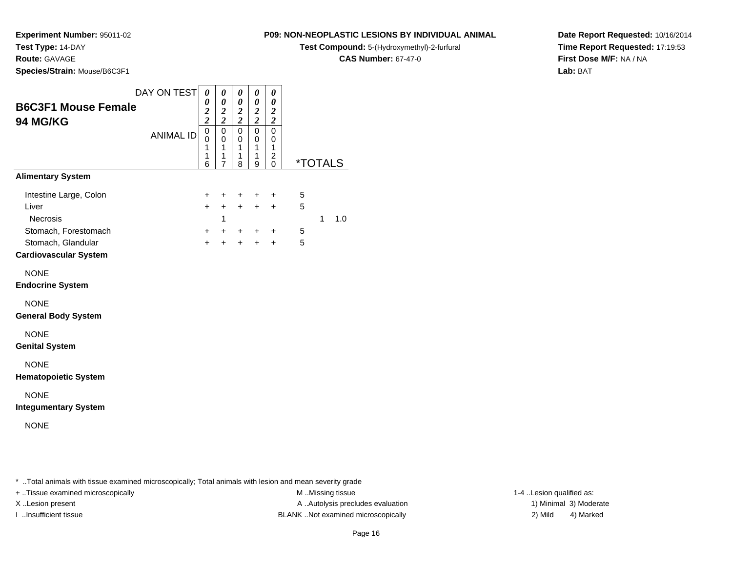**Experiment Number:** 95011-02
**Test Type:** 14-DAY
**Route:** GAVAGE
**Species/Strain:** Mouse/B6C3F1

**P09: NON-NEOPLASTIC LESIONS BY INDIVIDUAL ANIMAL**
**Test Compound:** 5-(Hydroxymethyl)-2-furfural
**CAS Number:** 67-47-0

**Date Report Requested:** 10/16/2014
**Time Report Requested:** 17:19:53
**First Dose M/F:** NA / NA
**Lab:** BAT

## B6C3F1 Mouse Female 94 MG/KG

| DAY ON TEST | 0022 | 0022 | 0022 | 0022 | 0022 | | | |
|---|---|---|---|---|---|---|---|---|
| ANIMAL ID | 00116 | 00117 | 00118 | 00119 | 00120 | *TOTALS | | |
| **Alimentary System** | | | | | | | | |
| Intestine Large, Colon | + | + | + | + | + | 5 | | |
| Liver | + | + | + | + | + | 5 | | |
| Necrosis | | 1 | | | | | 1 | 1.0 |
| Stomach, Forestomach | + | + | + | + | + | 5 | | |
| Stomach, Glandular | + | + | + | + | + | 5 | | |
| **Cardiovascular System** | | | | | | | | |
| NONE | | | | | | | | |
| **Endocrine System** | | | | | | | | |
| NONE | | | | | | | | |
| **General Body System** | | | | | | | | |
| NONE | | | | | | | | |
| **Genital System** | | | | | | | | |
| NONE | | | | | | | | |
| **Hematopoietic System** | | | | | | | | |
| NONE | | | | | | | | |
| **Integumentary System** | | | | | | | | |
| NONE | | | | | | | | |

* ..Total animals with tissue examined microscopically; Total animals with lesion and mean severity grade

+ ..Tissue examined microscopically
X ..Lesion present
I ..Insufficient tissue

M ..Missing tissue
A ..Autolysis precludes evaluation
BLANK ..Not examined microscopically

1-4 ..Lesion qualified as:
1) Minimal 3) Moderate
2) Mild 4) Marked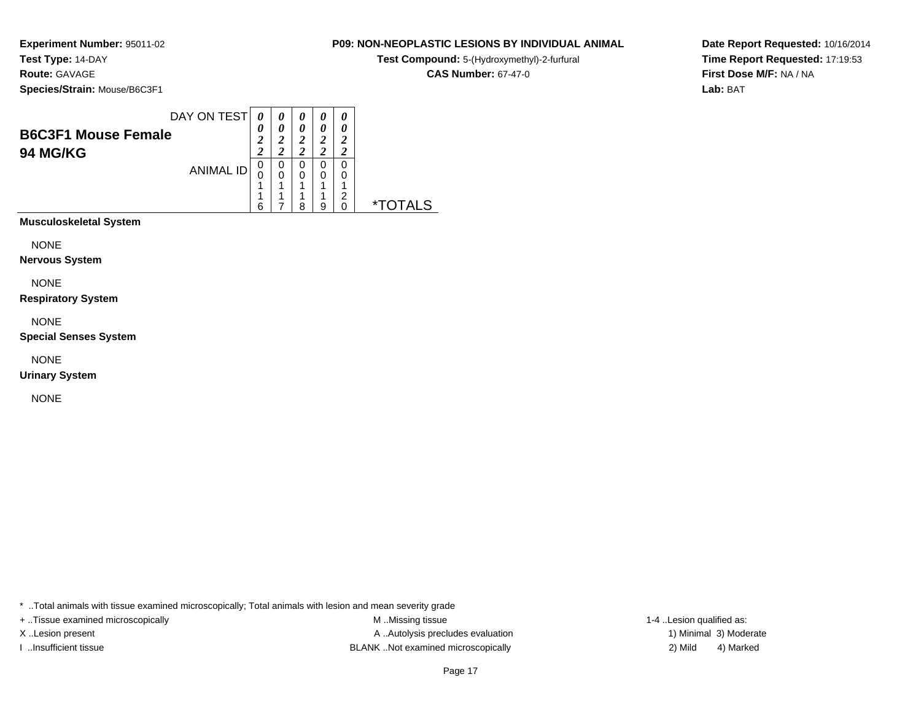**Experiment Number:** 95011-02
**Test Type:** 14-DAY
**Route:** GAVAGE
**Species/Strain:** Mouse/B6C3F1

**P09: NON-NEOPLASTIC LESIONS BY INDIVIDUAL ANIMAL**
**Test Compound:** 5-(Hydroxymethyl)-2-furfural
**CAS Number:** 67-47-0

**Date Report Requested:** 10/16/2014
**Time Report Requested:** 17:19:53
**First Dose M/F:** NA / NA
**Lab:** BAT

**B6C3F1 Mouse Female**
**94 MG/KG**

| DAY ON TEST | 0022 | 0022 | 0022 | 0022 | 0022 | |
|---|---|---|---|---|---|---|
| ANIMAL ID | 00116 | 00117 | 00118 | 00119 | 00120 | *TOTALS |
| **Musculoskeletal System** | | | | | | |
| NONE | | | | | | |
| **Nervous System** | | | | | | |
| NONE | | | | | | |
| **Respiratory System** | | | | | | |
| NONE | | | | | | |
| **Special Senses System** | | | | | | |
| NONE | | | | | | |
| **Urinary System** | | | | | | |
| NONE | | | | | | |

* ..Total animals with tissue examined microscopically; Total animals with lesion and mean severity grade
+ ..Tissue examined microscopically
X ..Lesion present
I ..Insufficient tissue
M ..Missing tissue
A ..Autolysis precludes evaluation
BLANK ..Not examined microscopically
1-4 ..Lesion qualified as:
1) Minimal 3) Moderate
2) Mild 4) Marked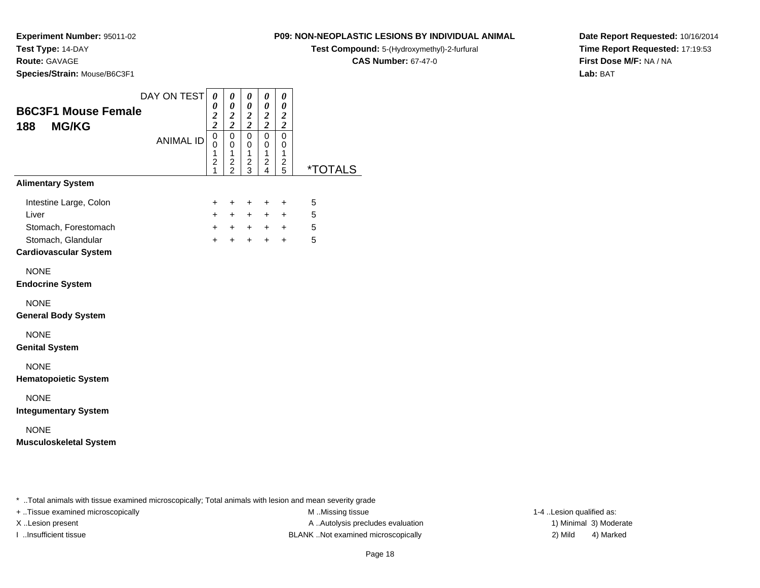**Experiment Number:** 95011-02
**Test Type:** 14-DAY
**Route:** GAVAGE
**Species/Strain:** Mouse/B6C3F1

**P09: NON-NEOPLASTIC LESIONS BY INDIVIDUAL ANIMAL**
**Test Compound:** 5-(Hydroxymethyl)-2-furfural
**CAS Number:** 67-47-0

**Date Report Requested:** 10/16/2014
**Time Report Requested:** 17:19:53
**First Dose M/F:** NA / NA
**Lab:** BAT

## B6C3F1 Mouse Female
## 188 MG/KG

| DAY ON TEST | 0022 | 0022 | 0022 | 0022 | 0022 | |
|---|---|---|---|---|---|---|
| ANIMAL ID | 00121 | 00122 | 00123 | 00124 | 00125 | *TOTALS |
| **Alimentary System** | | | | | | |
| Intestine Large, Colon | + | + | + | + | + | 5 |
| Liver | + | + | + | + | + | 5 |
| Stomach, Forestomach | + | + | + | + | + | 5 |
| Stomach, Glandular | + | + | + | + | + | 5 |
| **Cardiovascular System** | | | | | | |
| NONE | | | | | | |
| **Endocrine System** | | | | | | |
| NONE | | | | | | |
| **General Body System** | | | | | | |
| NONE | | | | | | |
| **Genital System** | | | | | | |
| NONE | | | | | | |
| **Hematopoietic System** | | | | | | |
| NONE | | | | | | |
| **Integumentary System** | | | | | | |
| NONE | | | | | | |
| **Musculoskeletal System** | | | | | | |

* ..Total animals with tissue examined microscopically; Total animals with lesion and mean severity grade
+ ..Tissue examined microscopically
X ..Lesion present
I ..Insufficient tissue

M ..Missing tissue
A ..Autolysis precludes evaluation
BLANK ..Not examined microscopically

1-4 ..Lesion qualified as:
1) Minimal 3) Moderate
2) Mild 4) Marked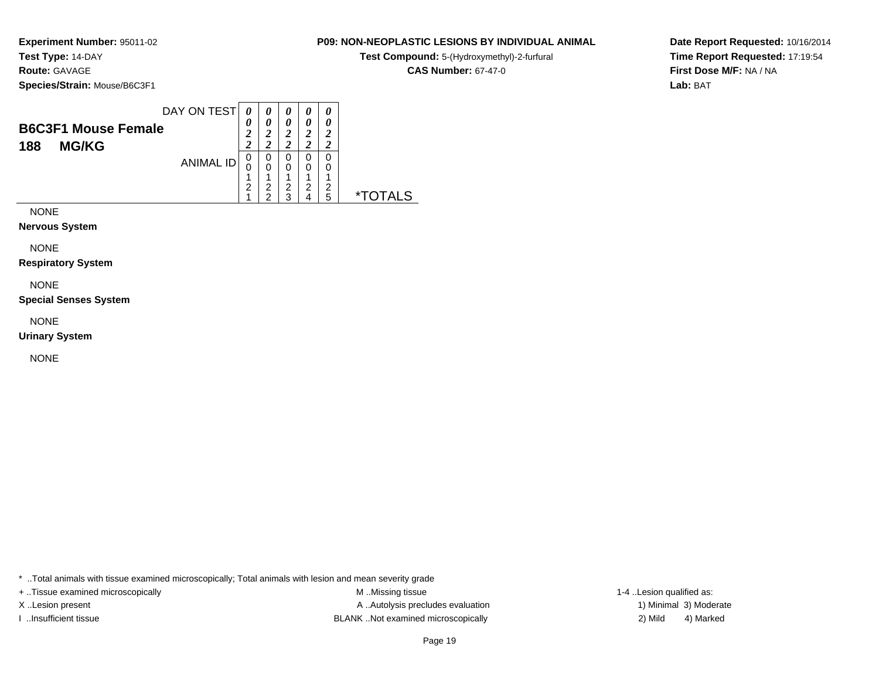**Experiment Number:** 95011-02
**Test Type:** 14-DAY
**Route:** GAVAGE
**Species/Strain:** Mouse/B6C3F1

**P09: NON-NEOPLASTIC LESIONS BY INDIVIDUAL ANIMAL**
**Test Compound:** 5-(Hydroxymethyl)-2-furfural
**CAS Number:** 67-47-0

**Date Report Requested:** 10/16/2014
**Time Report Requested:** 17:19:54
**First Dose M/F:** NA / NA
**Lab:** BAT

| B6C3F1 Mouse Female 188 MG/KG | | | | | | |
|---|---|---|---|---|---|---|
| DAY ON TEST | 0022 | 0022 | 0022 | 0022 | 0022 | |
| ANIMAL ID | 00121 | 00122 | 00123 | 00124 | 00125 | *TOTALS |

NONE

**Nervous System**

NONE

**Respiratory System**

NONE

**Special Senses System**

NONE

**Urinary System**

NONE

* ..Total animals with tissue examined microscopically; Total animals with lesion and mean severity grade
+ ..Tissue examined microscopically
X ..Lesion present
I ..Insufficient tissue

M ..Missing tissue
A ..Autolysis precludes evaluation
BLANK ..Not examined microscopically

1-4 ..Lesion qualified as:
1) Minimal 3) Moderate
2) Mild 4) Marked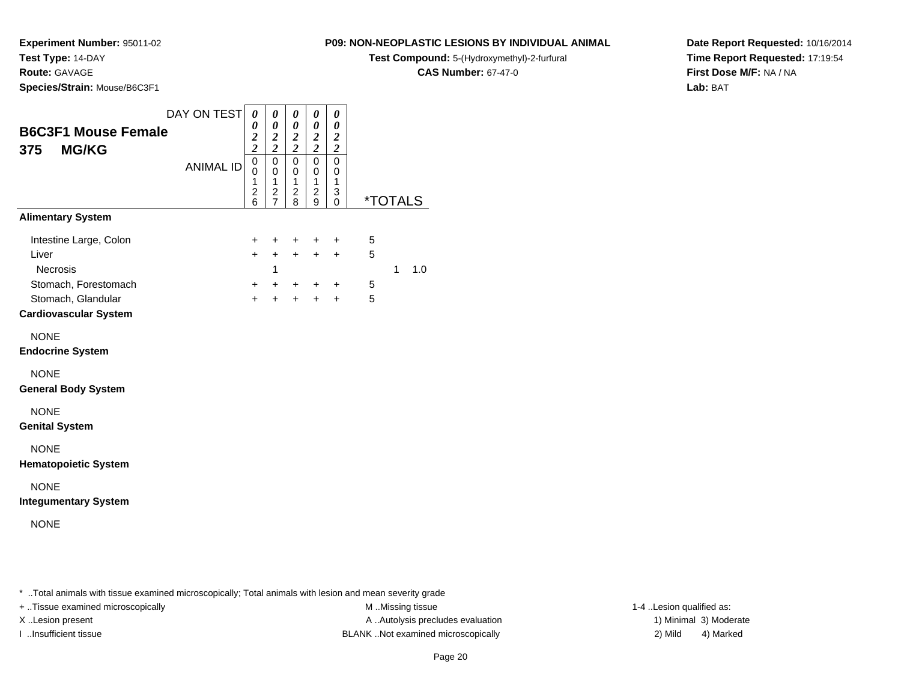**Experiment Number:** 95011-02
**Test Type:** 14-DAY
**Route:** GAVAGE
**Species/Strain:** Mouse/B6C3F1

**P09: NON-NEOPLASTIC LESIONS BY INDIVIDUAL ANIMAL**
**Test Compound:** 5-(Hydroxymethyl)-2-furfural
**CAS Number:** 67-47-0

**Date Report Requested:** 10/16/2014
**Time Report Requested:** 17:19:54
**First Dose M/F:** NA / NA
**Lab:** BAT

## B6C3F1 Mouse Female
## 375 MG/KG

| DAY ON TEST | 0022 | 0022 | 0022 | 0022 | 0022 | | |
|---|---|---|---|---|---|---|---|
| ANIMAL ID | 00126 | 00127 | 00128 | 00129 | 00130 | *TOTALS | |
| **Alimentary System** | | | | | | | |
| Intestine Large, Colon | + | + | + | + | + | 5 | |
| Liver | + | + | + | + | + | 5 | |
| Necrosis | | 1 | | | | 1 | 1.0 |
| Stomach, Forestomach | + | + | + | + | + | 5 | |
| Stomach, Glandular | + | + | + | + | + | 5 | |
| **Cardiovascular System** | | | | | | | |
| NONE | | | | | | | |
| **Endocrine System** | | | | | | | |
| NONE | | | | | | | |
| **General Body System** | | | | | | | |
| NONE | | | | | | | |
| **Genital System** | | | | | | | |
| NONE | | | | | | | |
| **Hematopoietic System** | | | | | | | |
| NONE | | | | | | | |
| **Integumentary System** | | | | | | | |
| NONE | | | | | | | |

* ..Total animals with tissue examined microscopically; Total animals with lesion and mean severity grade
+ ..Tissue examined microscopically
X ..Lesion present
I ..Insufficient tissue

M ..Missing tissue
A ..Autolysis precludes evaluation
BLANK ..Not examined microscopically

1-4 ..Lesion qualified as:
1) Minimal 3) Moderate
2) Mild 4) Marked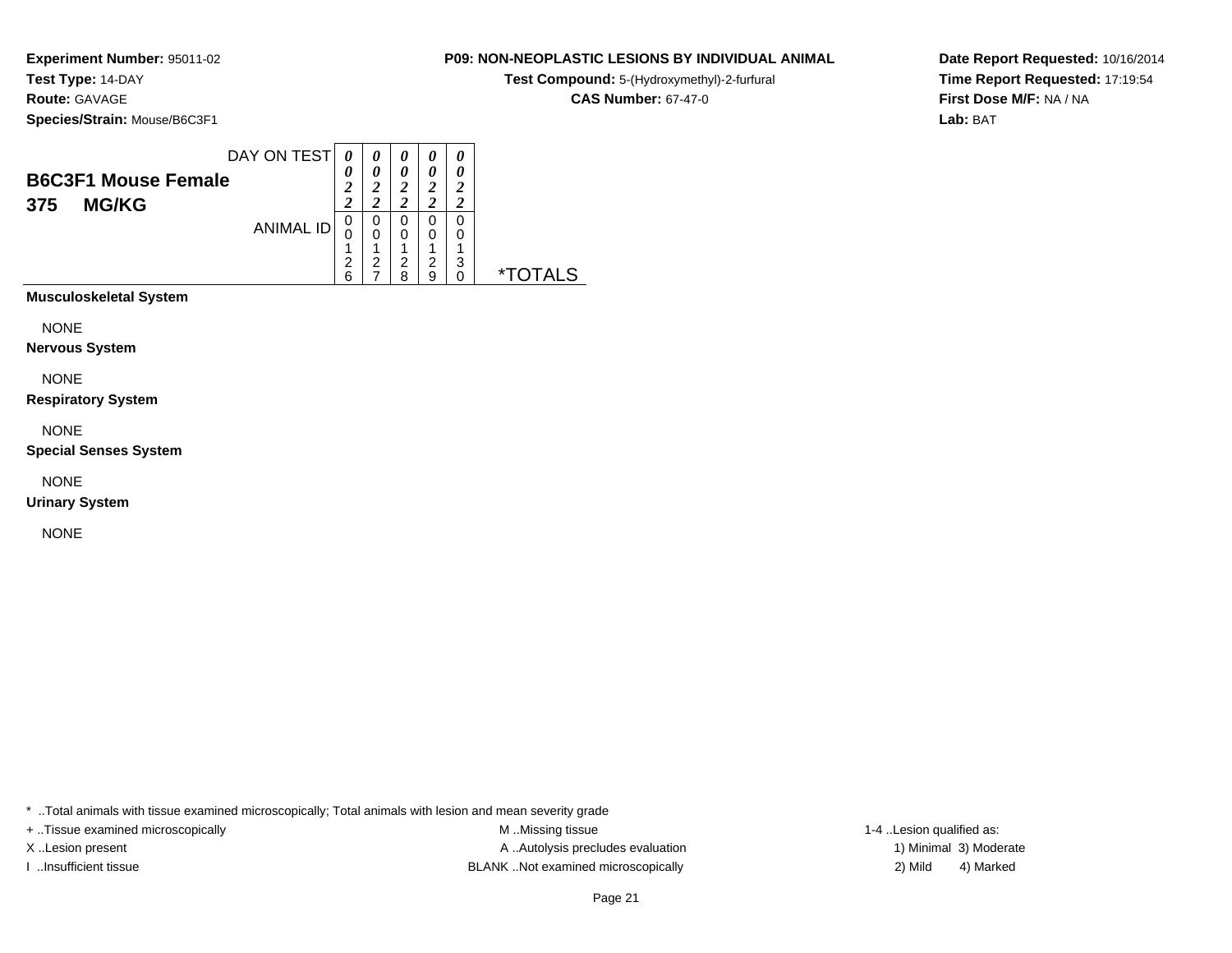**Experiment Number:** 95011-02
**Test Type:** 14-DAY
**Route:** GAVAGE
**Species/Strain:** Mouse/B6C3F1

**P09: NON-NEOPLASTIC LESIONS BY INDIVIDUAL ANIMAL**
**Test Compound:** 5-(Hydroxymethyl)-2-furfural
**CAS Number:** 67-47-0

**Date Report Requested:** 10/16/2014
**Time Report Requested:** 17:19:54
**First Dose M/F:** NA / NA
**Lab:** BAT

## B6C3F1 Mouse Female
## 375 MG/KG

| DAY ON TEST | 0022 | 0022 | 0022 | 0022 | 0022 | |
|---|---|---|---|---|---|---|
| ANIMAL ID | 00126 | 00127 | 00128 | 00129 | 00130 | *TOTALS |
| **Musculoskeletal System** | | | | | | |
| NONE | | | | | | |
| **Nervous System** | | | | | | |
| NONE | | | | | | |
| **Respiratory System** | | | | | | |
| NONE | | | | | | |
| **Special Senses System** | | | | | | |
| NONE | | | | | | |
| **Urinary System** | | | | | | |
| NONE | | | | | | |

* ..Total animals with tissue examined microscopically; Total animals with lesion and mean severity grade
+ ..Tissue examined microscopically
X ..Lesion present
I ..Insufficient tissue

M ..Missing tissue
A ..Autolysis precludes evaluation
BLANK ..Not examined microscopically

1-4 ..Lesion qualified as:
1) Minimal 3) Moderate
2) Mild 4) Marked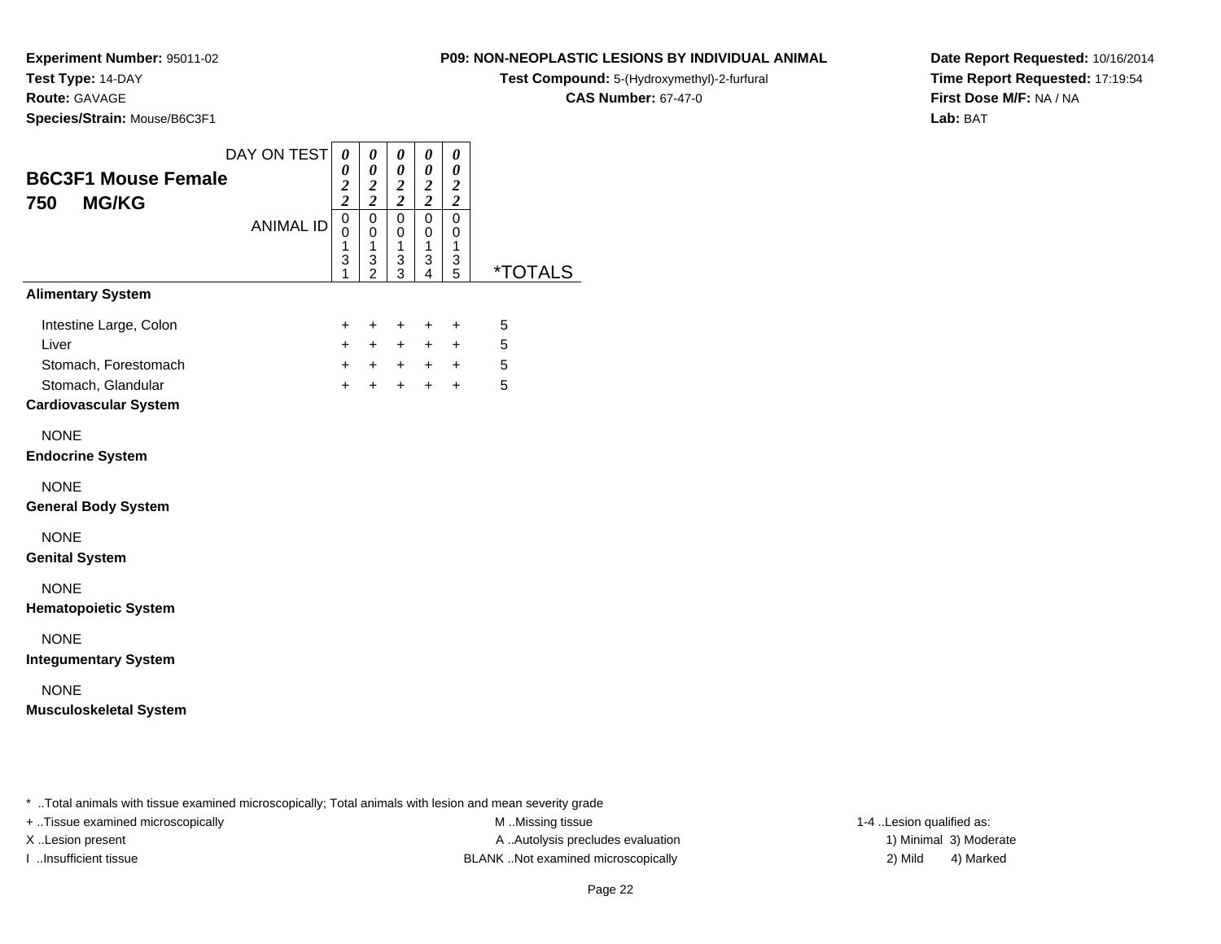**Experiment Number:** 95011-02
**Test Type:** 14-DAY
**Route:** GAVAGE
**Species/Strain:** Mouse/B6C3F1

**P09: NON-NEOPLASTIC LESIONS BY INDIVIDUAL ANIMAL**
**Test Compound:** 5-(Hydroxymethyl)-2-furfural
**CAS Number:** 67-47-0

**Date Report Requested:** 10/16/2014
**Time Report Requested:** 17:19:54
**First Dose M/F:** NA / NA
**Lab:** BAT

## B6C3F1 Mouse Female 750 MG/KG

| DAY ON TEST | 0022 | 0022 | 0022 | 0022 | 0022 | |
|---|---|---|---|---|---|---|
| ANIMAL ID | 00131 | 00132 | 00133 | 00134 | 00135 | *TOTALS |
| **Alimentary System** | | | | | | |
| Intestine Large, Colon | + | + | + | + | + | 5 |
| Liver | + | + | + | + | + | 5 |
| Stomach, Forestomach | + | + | + | + | + | 5 |
| Stomach, Glandular | + | + | + | + | + | 5 |
| **Cardiovascular System** | | | | | | |
| NONE | | | | | | |
| **Endocrine System** | | | | | | |
| NONE | | | | | | |
| **General Body System** | | | | | | |
| NONE | | | | | | |
| **Genital System** | | | | | | |
| NONE | | | | | | |
| **Hematopoietic System** | | | | | | |
| NONE | | | | | | |
| **Integumentary System** | | | | | | |
| NONE | | | | | | |
| **Musculoskeletal System** | | | | | | |

* ..Total animals with tissue examined microscopically; Total animals with lesion and mean severity grade
+ ..Tissue examined microscopically
X ..Lesion present
I ..Insufficient tissue
M ..Missing tissue
A ..Autolysis precludes evaluation
BLANK ..Not examined microscopically
1-4 ..Lesion qualified as:
1) Minimal 3) Moderate
2) Mild 4) Marked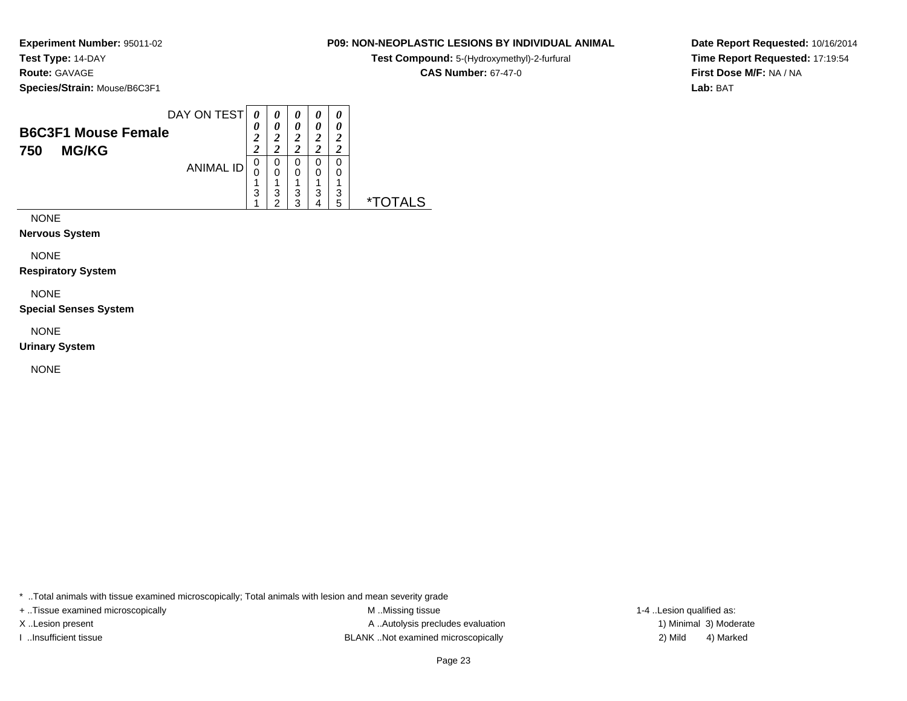**Experiment Number:** 95011-02
**Test Type:** 14-DAY
**Route:** GAVAGE
**Species/Strain:** Mouse/B6C3F1

**P09: NON-NEOPLASTIC LESIONS BY INDIVIDUAL ANIMAL**
**Test Compound:** 5-(Hydroxymethyl)-2-furfural
**CAS Number:** 67-47-0

**Date Report Requested:** 10/16/2014
**Time Report Requested:** 17:19:54
**First Dose M/F:** NA / NA
**Lab:** BAT

| B6C3F1 Mouse Female 750 MG/KG | | | | | | |
|---|---|---|---|---|---|---|
| DAY ON TEST | 0022 | 0022 | 0022 | 0022 | 0022 | |
| ANIMAL ID | 00131 | 00132 | 00133 | 00134 | 00135 | *TOTALS |
| NONE | | | | | | |
| **Nervous System** | | | | | | |
| NONE | | | | | | |
| **Respiratory System** | | | | | | |
| NONE | | | | | | |
| **Special Senses System** | | | | | | |
| NONE | | | | | | |
| **Urinary System** | | | | | | |
| NONE | | | | | | |

* ..Total animals with tissue examined microscopically; Total animals with lesion and mean severity grade
+ ..Tissue examined microscopically
X ..Lesion present
I ..Insufficient tissue
M ..Missing tissue
A ..Autolysis precludes evaluation
BLANK ..Not examined microscopically
1-4 ..Lesion qualified as:
1) Minimal 3) Moderate
2) Mild 4) Marked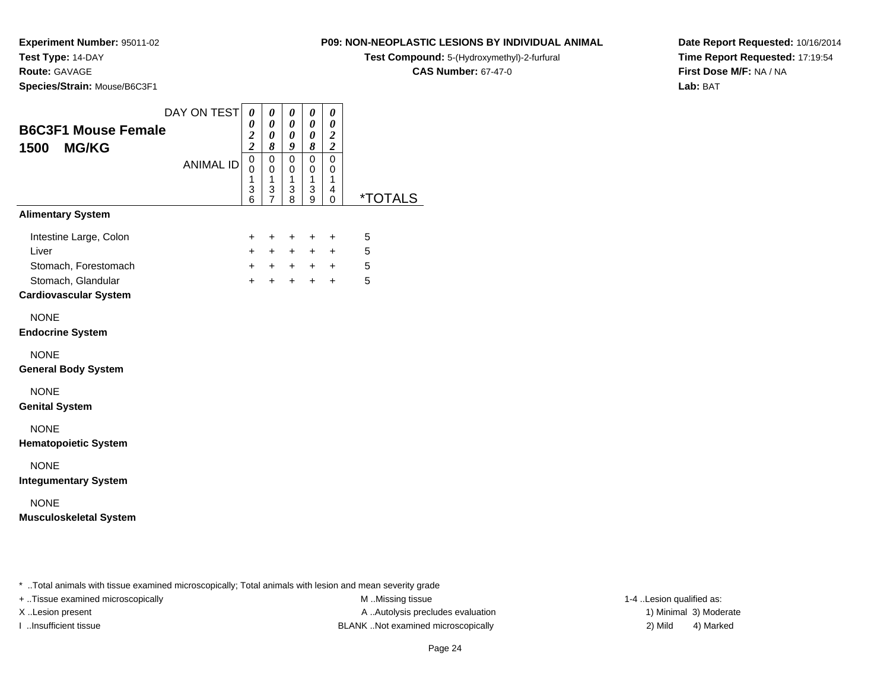**Experiment Number:** 95011-02
**Test Type:** 14-DAY
**Route:** GAVAGE
**Species/Strain:** Mouse/B6C3F1

**P09: NON-NEOPLASTIC LESIONS BY INDIVIDUAL ANIMAL**
**Test Compound:** 5-(Hydroxymethyl)-2-furfural
**CAS Number:** 67-47-0

**Date Report Requested:** 10/16/2014
**Time Report Requested:** 17:19:54
**First Dose M/F:** NA / NA
**Lab:** BAT

## B6C3F1 Mouse Female
## 1500 MG/KG

| DAY ON TEST | 0022 | 0008 | 0009 | 0008 | 0022 | |
|---|---|---|---|---|---|---|
| ANIMAL ID | 00136 | 00137 | 00138 | 00139 | 00140 | *TOTALS |
| **Alimentary System** | | | | | | |
| Intestine Large, Colon | + | + | + | + | + | 5 |
| Liver | + | + | + | + | + | 5 |
| Stomach, Forestomach | + | + | + | + | + | 5 |
| Stomach, Glandular | + | + | + | + | + | 5 |
| **Cardiovascular System** | | | | | | |
| NONE | | | | | | |
| **Endocrine System** | | | | | | |
| NONE | | | | | | |
| **General Body System** | | | | | | |
| NONE | | | | | | |
| **Genital System** | | | | | | |
| NONE | | | | | | |
| **Hematopoietic System** | | | | | | |
| NONE | | | | | | |
| **Integumentary System** | | | | | | |
| NONE | | | | | | |
| **Musculoskeletal System** | | | | | | |

* ..Total animals with tissue examined microscopically; Total animals with lesion and mean severity grade
+ ..Tissue examined microscopically
X ..Lesion present
I ..Insufficient tissue
M ..Missing tissue
A ..Autolysis precludes evaluation
BLANK ..Not examined microscopically
1-4 ..Lesion qualified as:
1) Minimal 3) Moderate
2) Mild 4) Marked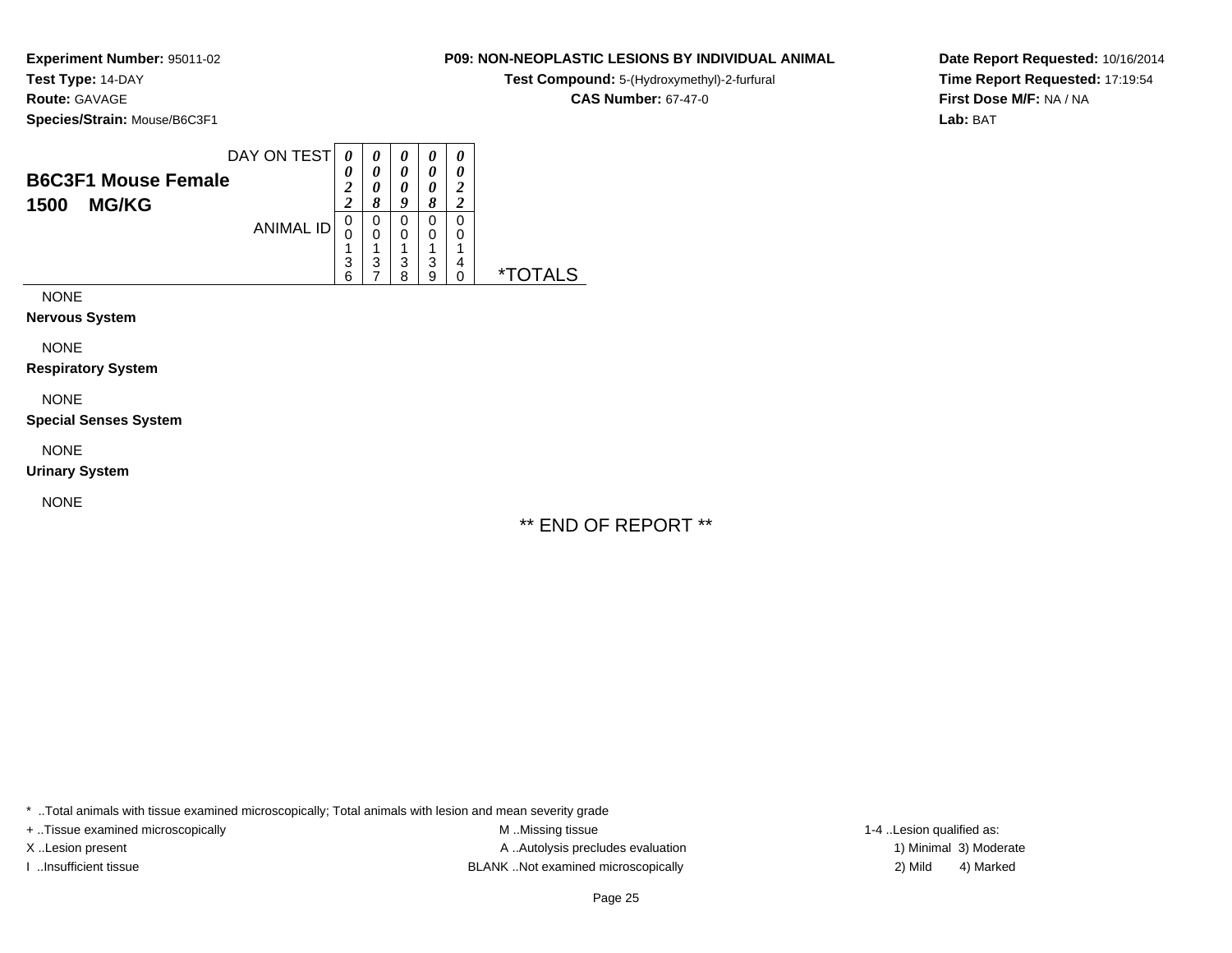**Experiment Number:** 95011-02
**Test Type:** 14-DAY
**Route:** GAVAGE
**Species/Strain:** Mouse/B6C3F1

**P09: NON-NEOPLASTIC LESIONS BY INDIVIDUAL ANIMAL**
**Test Compound:** 5-(Hydroxymethyl)-2-furfural
**CAS Number:** 67-47-0

**Date Report Requested:** 10/16/2014
**Time Report Requested:** 17:19:54
**First Dose M/F:** NA / NA
**Lab:** BAT

| B6C3F1 Mouse Female 1500 MG/KG | | | | | | |
|---|---|---|---|---|---|---|
| DAY ON TEST | 0022 | 0008 | 0009 | 0008 | 0022 | |
| ANIMAL ID | 00136 | 00137 | 00138 | 00139 | 00140 | *TOTALS |

NONE

**Nervous System**

NONE

**Respiratory System**

NONE

**Special Senses System**

NONE

**Urinary System**

NONE

** END OF REPORT **

* ..Total animals with tissue examined microscopically; Total animals with lesion and mean severity grade
+ ..Tissue examined microscopically
X ..Lesion present
I ..Insufficient tissue
M ..Missing tissue
A ..Autolysis precludes evaluation
BLANK ..Not examined microscopically
1-4 ..Lesion qualified as:
1) Minimal 3) Moderate
2) Mild 4) Marked